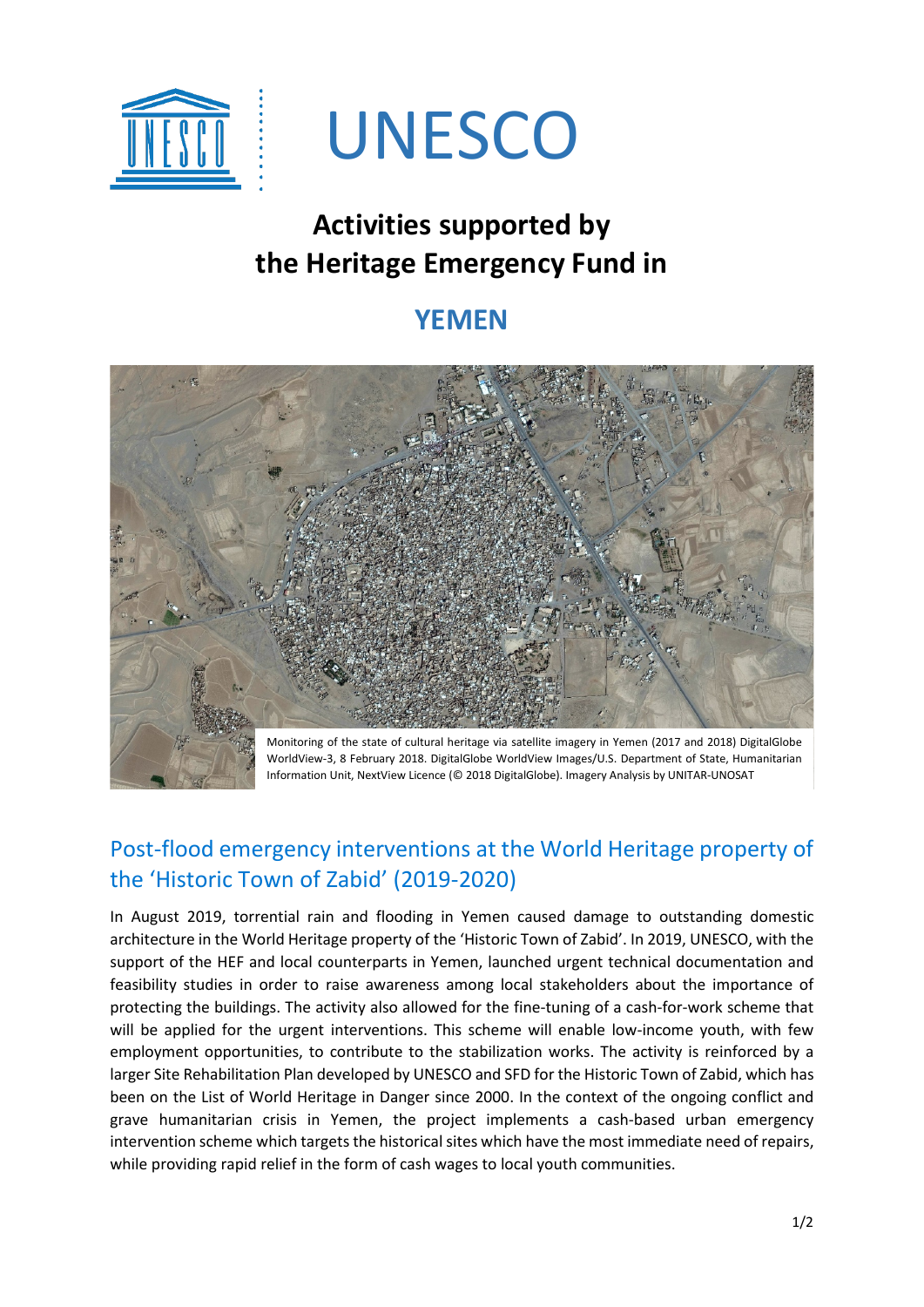UNESCO

# Activities supported by the Heritage Emergency Fund in

# YEMEN

Monitoring of the state of cultural heritage via satellite imagery in Yemen (2017 and 2018) DigitalGlobe WorldView-3, 8 February 2018. DigitalGlobe WorldView Images/U.S. Department of State, Humanitarian Information Unit, NextView Licence (© 2018 DigitalGlobe). Imagery Analysis by UNITAR-UNOSAT

## Post-flood emergency interventions at the World Heritage property of the 'Historic Town of Zabid' (2019-2020)

In August 2019, torrential rain and flooding in Yemen caused damage to outstanding domestic architecture in the World Heritage property of the 'Historic Town of Zabid'. In 2019, UNESCO, with the support of the HEF and local counterparts in Yemen, launched urgent technical documentation and feasibility studies in order to raise awareness among local stakeholders about the importance of protecting the buildings. The activity also allowed for the fine-tuning of a cash-for-work scheme that will be applied for the urgent interventions. This scheme will enable low-income youth, with few employment opportunities, to contribute to the stabilization works. The activity is reinforced by a larger Site Rehabilitation Plan developed by UNESCO and SFD for the Historic Town of Zabid, which has been on the List of World Heritage in Danger since 2000. In the context of the ongoing conflict and grave humanitarian crisis in Yemen, the project implements a cash-based urban emergency intervention scheme which targets the historical sites which have the most immediate need of repairs, while providing rapid relief in the form of cash wages to local youth communities.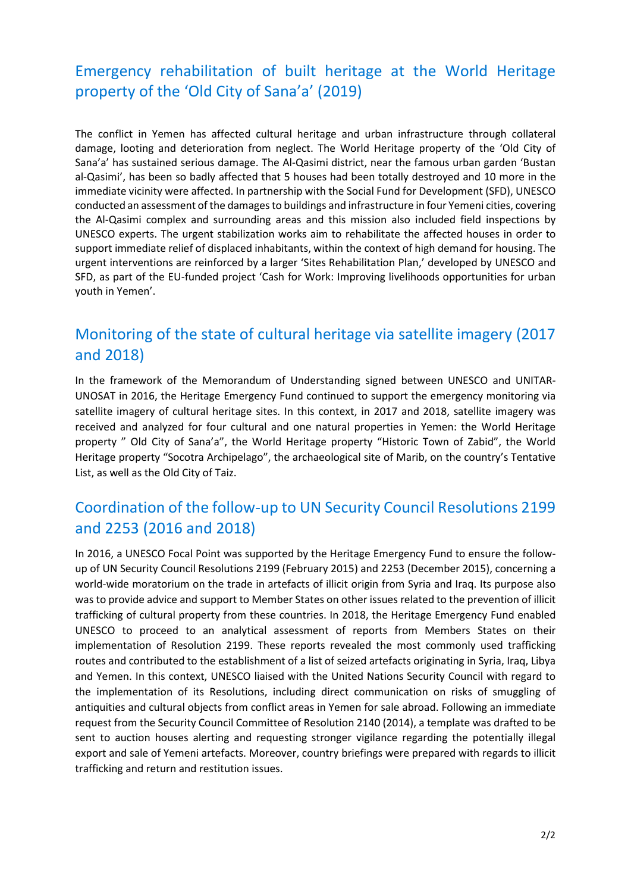## Emergency rehabilitation of built heritage at the World Heritage property of the 'Old City of Sana'a' (2019)

The conflict in Yemen has affected cultural heritage and urban infrastructure through collateral damage, looting and deterioration from neglect. The World Heritage property of the 'Old City of Sana'a' has sustained serious damage. The Al-Qasimi district, near the famous urban garden 'Bustan al-Qasimi', has been so badly affected that 5 houses had been totally destroyed and 10 more in the immediate vicinity were affected. In partnership with the Social Fund for Development (SFD), UNESCO conducted an assessment of the damages to buildings and infrastructure in four Yemeni cities, covering the Al-Qasimi complex and surrounding areas and this mission also included field inspections by UNESCO experts. The urgent stabilization works aim to rehabilitate the affected houses in order to support immediate relief of displaced inhabitants, within the context of high demand for housing. The urgent interventions are reinforced by a larger 'Sites Rehabilitation Plan,' developed by UNESCO and SFD, as part of the EU-funded project 'Cash for Work: Improving livelihoods opportunities for urban youth in Yemen'.

## Monitoring of the state of cultural heritage via satellite imagery (2017 and 2018)

In the framework of the Memorandum of Understanding signed between UNESCO and UNITAR-UNOSAT in 2016, the Heritage Emergency Fund continued to support the emergency monitoring via satellite imagery of cultural heritage sites. In this context, in 2017 and 2018, satellite imagery was received and analyzed for four cultural and one natural properties in Yemen: the World Heritage property " Old City of Sana'a", the World Heritage property "Historic Town of Zabid", the World Heritage property "Socotra Archipelago", the archaeological site of Marib, on the country's Tentative List, as well as the Old City of Taiz.

## Coordination of the follow-up to UN Security Council Resolutions 2199 and 2253 (2016 and 2018)

In 2016, a UNESCO Focal Point was supported by the Heritage Emergency Fund to ensure the follow-up of UN Security Council Resolutions 2199 (February 2015) and 2253 (December 2015), concerning a world-wide moratorium on the trade in artefacts of illicit origin from Syria and Iraq. Its purpose also was to provide advice and support to Member States on other issues related to the prevention of illicit trafficking of cultural property from these countries. In 2018, the Heritage Emergency Fund enabled UNESCO to proceed to an analytical assessment of reports from Members States on their implementation of Resolution 2199. These reports revealed the most commonly used trafficking routes and contributed to the establishment of a list of seized artefacts originating in Syria, Iraq, Libya and Yemen. In this context, UNESCO liaised with the United Nations Security Council with regard to the implementation of its Resolutions, including direct communication on risks of smuggling of antiquities and cultural objects from conflict areas in Yemen for sale abroad. Following an immediate request from the Security Council Committee of Resolution 2140 (2014), a template was drafted to be sent to auction houses alerting and requesting stronger vigilance regarding the potentially illegal export and sale of Yemeni artefacts. Moreover, country briefings were prepared with regards to illicit trafficking and return and restitution issues.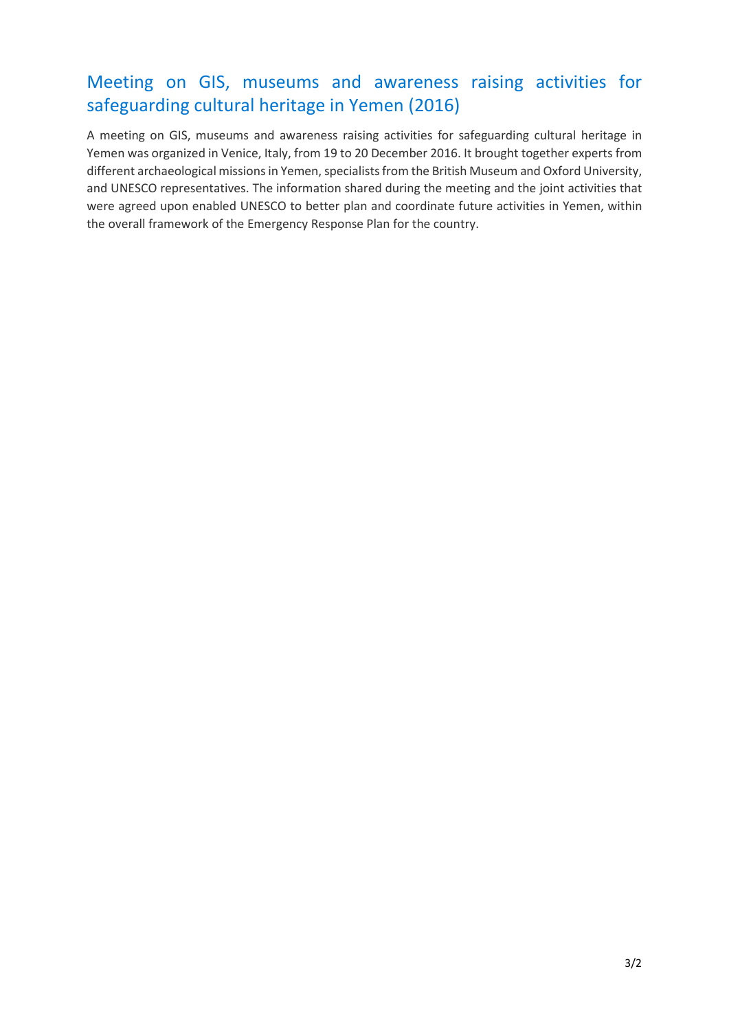## Meeting on GIS, museums and awareness raising activities for safeguarding cultural heritage in Yemen (2016)

A meeting on GIS, museums and awareness raising activities for safeguarding cultural heritage in Yemen was organized in Venice, Italy, from 19 to 20 December 2016. It brought together experts from different archaeological missions in Yemen, specialists from the British Museum and Oxford University, and UNESCO representatives. The information shared during the meeting and the joint activities that were agreed upon enabled UNESCO to better plan and coordinate future activities in Yemen, within the overall framework of the Emergency Response Plan for the country.